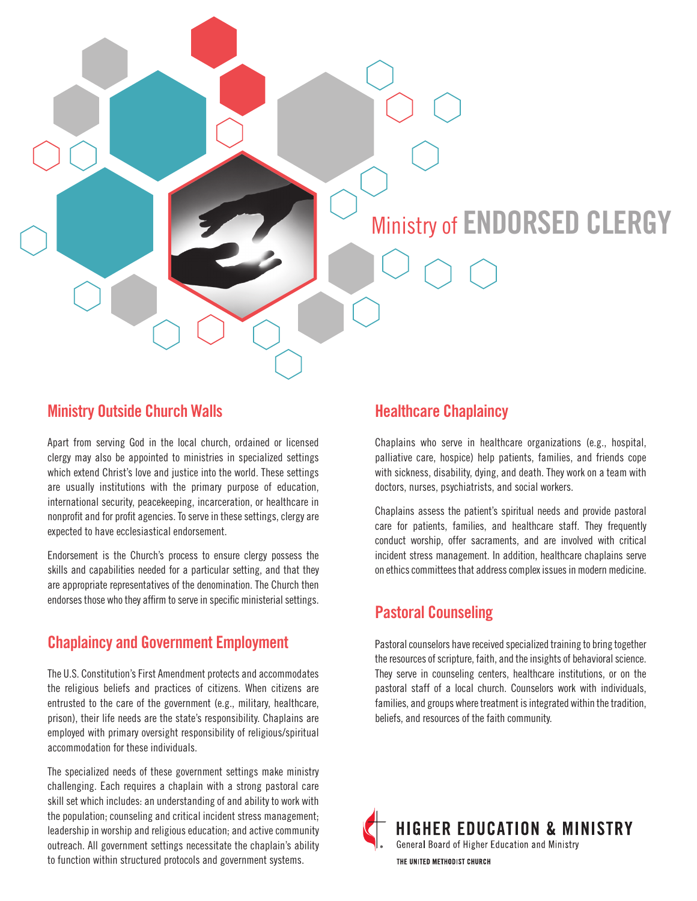# Ministry of ENDORSED CLERGY

## Ministry Outside Church Walls

Apart from serving God in the local church, ordained or licensed clergy may also be appointed to ministries in specialized settings which extend Christ's love and justice into the world. These settings are usually institutions with the primary purpose of education, international security, peacekeeping, incarceration, or healthcare in nonprofit and for profit agencies. To serve in these settings, clergy are expected to have ecclesiastical endorsement.

Endorsement is the Church's process to ensure clergy possess the skills and capabilities needed for a particular setting, and that they are appropriate representatives of the denomination. The Church then endorses those who they affirm to serve in specific ministerial settings.

## Chaplaincy and Government Employment

The U.S. Constitution's First Amendment protects and accommodates the religious beliefs and practices of citizens. When citizens are entrusted to the care of the government (e.g., military, healthcare, prison), their life needs are the state's responsibility. Chaplains are employed with primary oversight responsibility of religious/spiritual accommodation for these individuals.

The specialized needs of these government settings make ministry challenging. Each requires a chaplain with a strong pastoral care skill set which includes: an understanding of and ability to work with the population; counseling and critical incident stress management; leadership in worship and religious education; and active community outreach. All government settings necessitate the chaplain's ability to function within structured protocols and government systems.

## Healthcare Chaplaincy

Chaplains who serve in healthcare organizations (e.g., hospital, palliative care, hospice) help patients, families, and friends cope with sickness, disability, dying, and death. They work on a team with doctors, nurses, psychiatrists, and social workers.

Chaplains assess the patient's spiritual needs and provide pastoral care for patients, families, and healthcare staff. They frequently conduct worship, offer sacraments, and are involved with critical incident stress management. In addition, healthcare chaplains serve on ethics committees that address complex issues in modern medicine.

## Pastoral Counseling

Pastoral counselors have received specialized training to bring together the resources of scripture, faith, and the insights of behavioral science. They serve in counseling centers, healthcare institutions, or on the pastoral staff of a local church. Counselors work with individuals, families, and groups where treatment is integrated within the tradition, beliefs, and resources of the faith community.

**HIGHER EDUCATION & MINISTRY**
General Board of Higher Education and Ministry
THE UNITED METHODIST CHURCH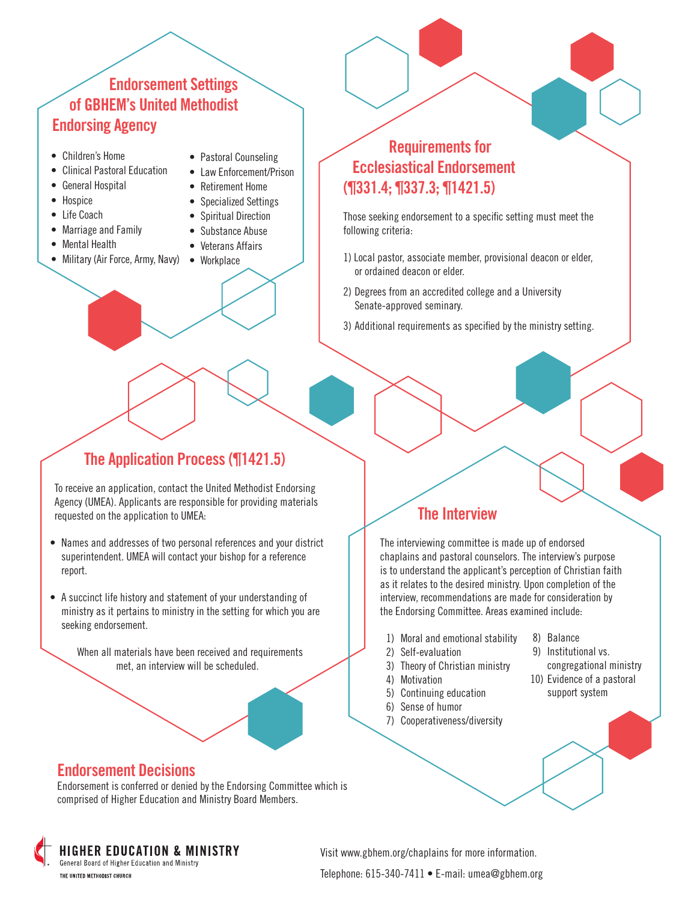## Endorsement Settings of GBHEM's United Methodist Endorsing Agency

- Children's Home
- Clinical Pastoral Education
- General Hospital
- Hospice
- Life Coach
- Marriage and Family
- Mental Health
- Military (Air Force, Army, Navy)
- Pastoral Counseling
- Law Enforcement/Prison
- Retirement Home
- Specialized Settings
- Spiritual Direction
- Substance Abuse
- Veterans Affairs
- Workplace

## Requirements for Ecclesiastical Endorsement (¶331.4; ¶337.3; ¶1421.5)

Those seeking endorsement to a specific setting must meet the following criteria:

1) Local pastor, associate member, provisional deacon or elder, or ordained deacon or elder.
2) Degrees from an accredited college and a University Senate-approved seminary.
3) Additional requirements as specified by the ministry setting.

## The Application Process (¶1421.5)

To receive an application, contact the United Methodist Endorsing Agency (UMEA). Applicants are responsible for providing materials requested on the application to UMEA:

- Names and addresses of two personal references and your district superintendent. UMEA will contact your bishop for a reference report.
- A succinct life history and statement of your understanding of ministry as it pertains to ministry in the setting for which you are seeking endorsement.

When all materials have been received and requirements met, an interview will be scheduled.

## The Interview

The interviewing committee is made up of endorsed chaplains and pastoral counselors. The interview's purpose is to understand the applicant's perception of Christian faith as it relates to the desired ministry. Upon completion of the interview, recommendations are made for consideration by the Endorsing Committee. Areas examined include:

1) Moral and emotional stability
2) Self-evaluation
3) Theory of Christian ministry
4) Motivation
5) Continuing education
6) Sense of humor
7) Cooperativeness/diversity
8) Balance
9) Institutional vs. congregational ministry
10) Evidence of a pastoral support system

## Endorsement Decisions

Endorsement is conferred or denied by the Endorsing Committee which is comprised of Higher Education and Ministry Board Members.

**HIGHER EDUCATION & MINISTRY**
General Board of Higher Education and Ministry
THE UNITED METHODIST CHURCH

Visit www.gbhem.org/chaplains for more information.

Telephone: 615-340-7411 • E-mail: umea@gbhem.org